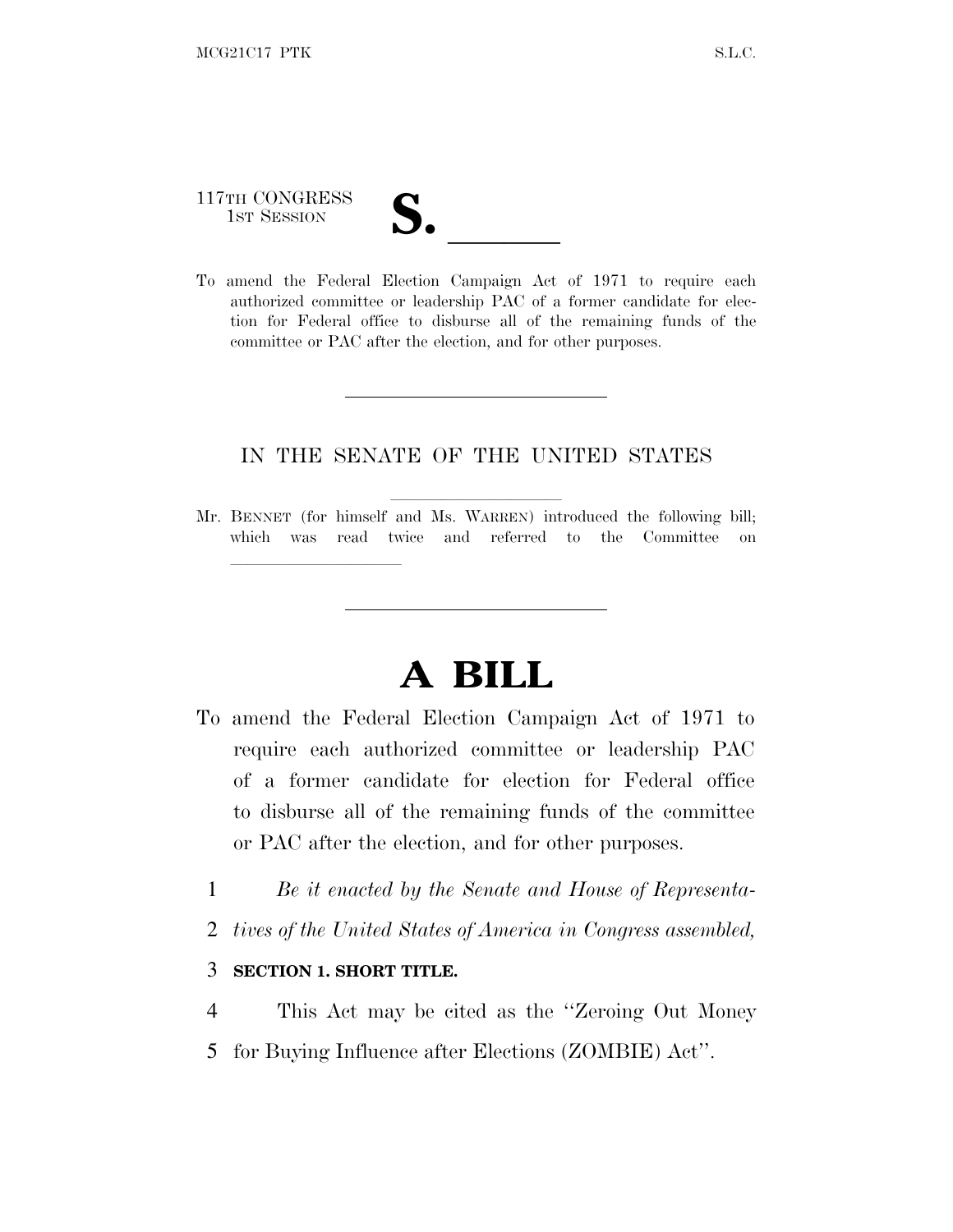117TH CONGRESS
1ST SESSION

# S. ______

To amend the Federal Election Campaign Act of 1971 to require each authorized committee or leadership PAC of a former candidate for election for Federal office to disburse all of the remaining funds of the committee or PAC after the election, and for other purposes.

---

IN THE SENATE OF THE UNITED STATES

Mr. BENNET (for himself and Ms. WARREN) introduced the following bill; which was read twice and referred to the Committee on ______________

---

# A BILL

To amend the Federal Election Campaign Act of 1971 to require each authorized committee or leadership PAC of a former candidate for election for Federal office to disburse all of the remaining funds of the committee or PAC after the election, and for other purposes.

1 *Be it enacted by the Senate and House of Representa-*
2 *tives of the United States of America in Congress assembled,*

3 **SECTION 1. SHORT TITLE.**

4 This Act may be cited as the "Zeroing Out Money
5 for Buying Influence after Elections (ZOMBIE) Act".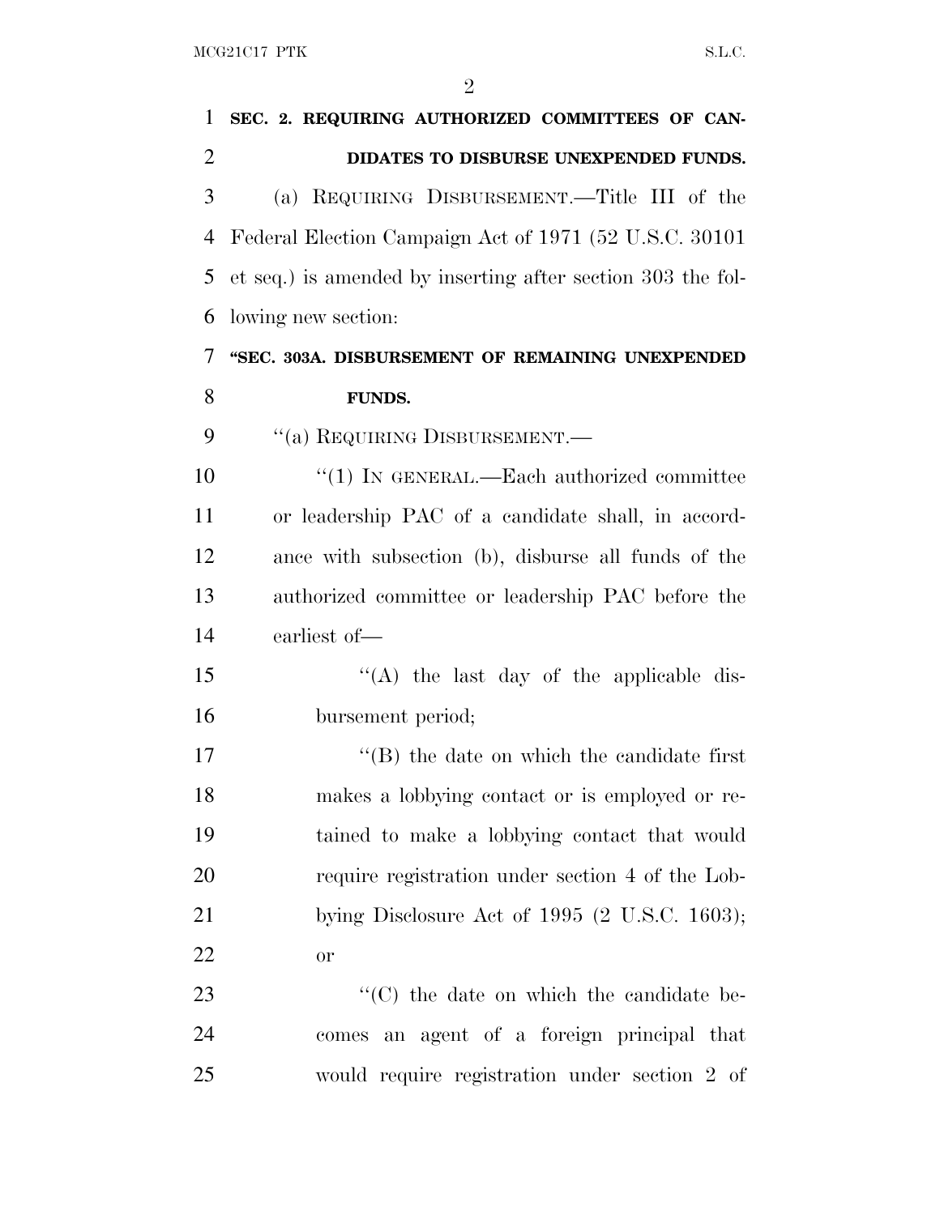**SEC. 2. REQUIRING AUTHORIZED COMMITTEES OF CANDIDATES TO DISBURSE UNEXPENDED FUNDS.**

(a) REQUIRING DISBURSEMENT.—Title III of the Federal Election Campaign Act of 1971 (52 U.S.C. 30101 et seq.) is amended by inserting after section 303 the following new section:

**"SEC. 303A. DISBURSEMENT OF REMAINING UNEXPENDED FUNDS.**

"(a) REQUIRING DISBURSEMENT.—

"(1) IN GENERAL.—Each authorized committee or leadership PAC of a candidate shall, in accordance with subsection (b), disburse all funds of the authorized committee or leadership PAC before the earliest of—

"(A) the last day of the applicable disbursement period;

"(B) the date on which the candidate first makes a lobbying contact or is employed or retained to make a lobbying contact that would require registration under section 4 of the Lobbying Disclosure Act of 1995 (2 U.S.C. 1603); or

"(C) the date on which the candidate becomes an agent of a foreign principal that would require registration under section 2 of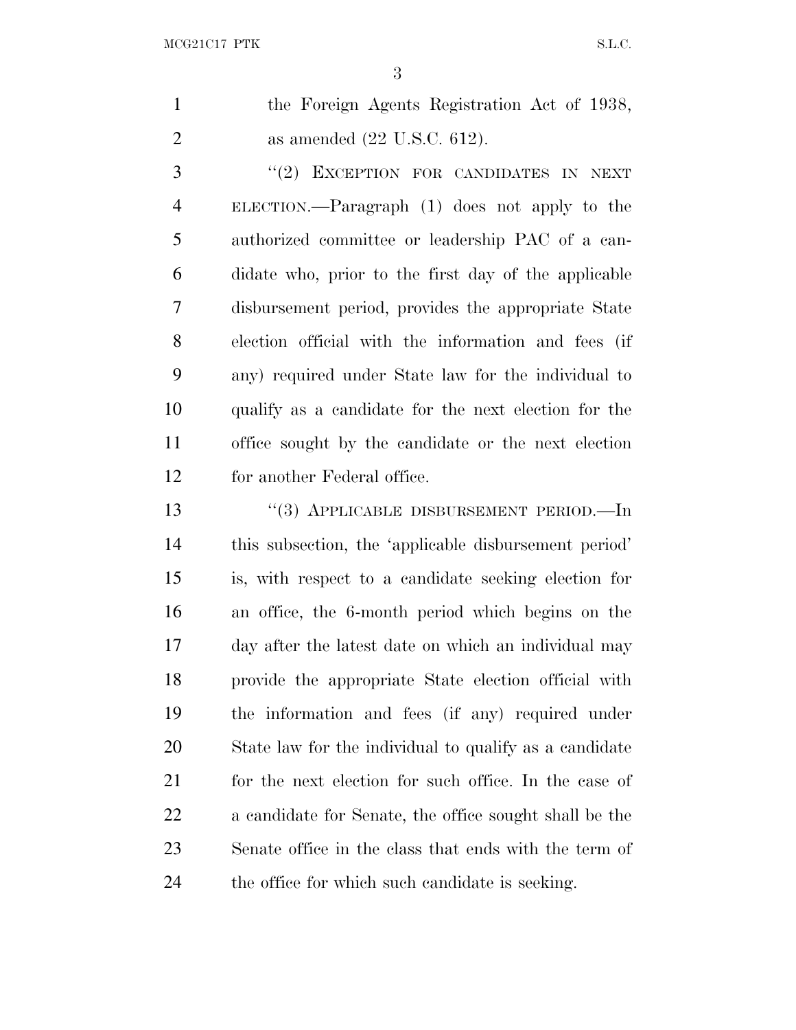the Foreign Agents Registration Act of 1938, as amended (22 U.S.C. 612).

"(2) EXCEPTION FOR CANDIDATES IN NEXT ELECTION.—Paragraph (1) does not apply to the authorized committee or leadership PAC of a candidate who, prior to the first day of the applicable disbursement period, provides the appropriate State election official with the information and fees (if any) required under State law for the individual to qualify as a candidate for the next election for the office sought by the candidate or the next election for another Federal office.

"(3) APPLICABLE DISBURSEMENT PERIOD.—In this subsection, the 'applicable disbursement period' is, with respect to a candidate seeking election for an office, the 6-month period which begins on the day after the latest date on which an individual may provide the appropriate State election official with the information and fees (if any) required under State law for the individual to qualify as a candidate for the next election for such office. In the case of a candidate for Senate, the office sought shall be the Senate office in the class that ends with the term of the office for which such candidate is seeking.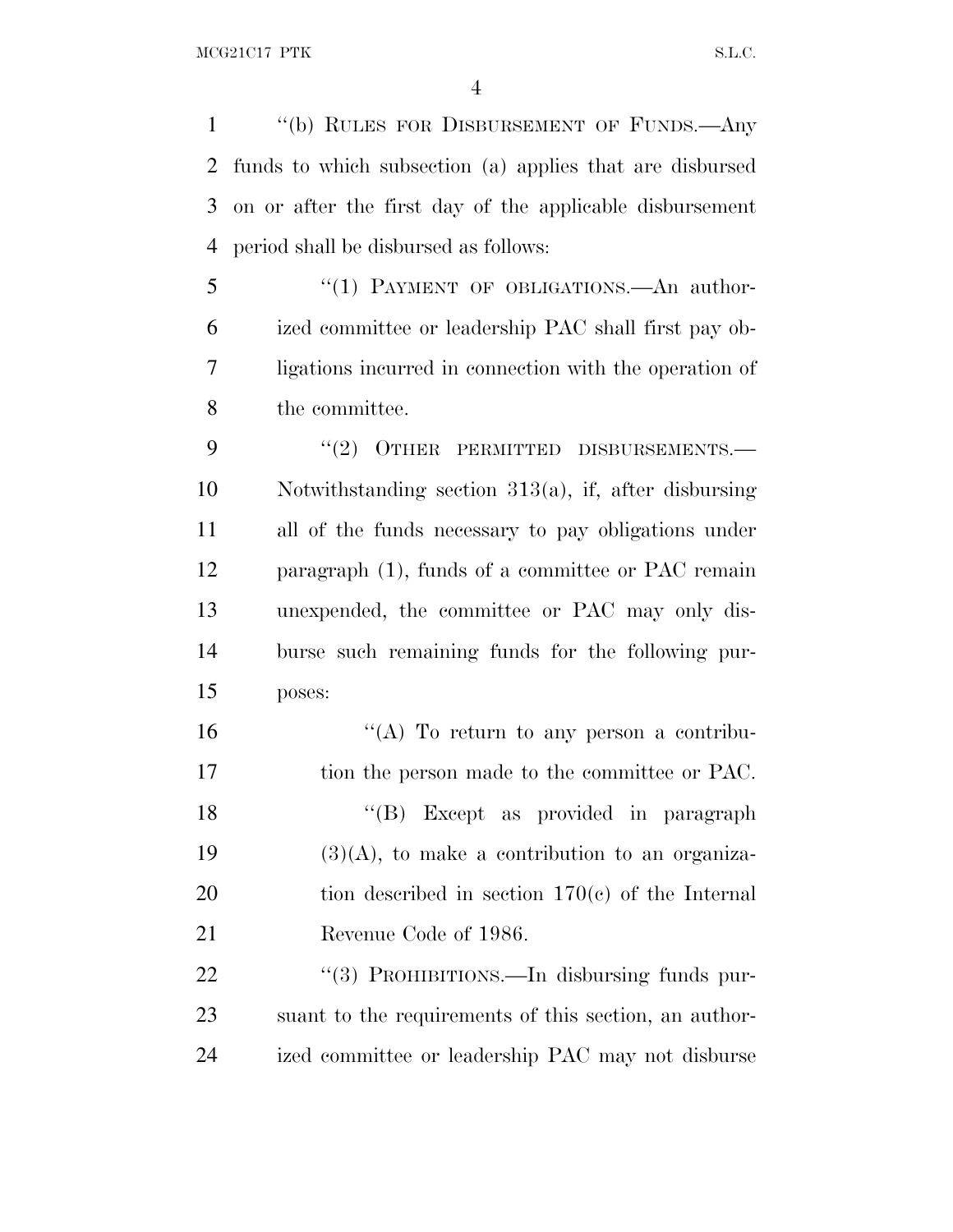"(b) RULES FOR DISBURSEMENT OF FUNDS.—Any funds to which subsection (a) applies that are disbursed on or after the first day of the applicable disbursement period shall be disbursed as follows:

"(1) PAYMENT OF OBLIGATIONS.—An authorized committee or leadership PAC shall first pay obligations incurred in connection with the operation of the committee.

"(2) OTHER PERMITTED DISBURSEMENTS.—Notwithstanding section 313(a), if, after disbursing all of the funds necessary to pay obligations under paragraph (1), funds of a committee or PAC remain unexpended, the committee or PAC may only disburse such remaining funds for the following purposes:

"(A) To return to any person a contribution the person made to the committee or PAC.

"(B) Except as provided in paragraph (3)(A), to make a contribution to an organization described in section 170(c) of the Internal Revenue Code of 1986.

"(3) PROHIBITIONS.—In disbursing funds pursuant to the requirements of this section, an authorized committee or leadership PAC may not disburse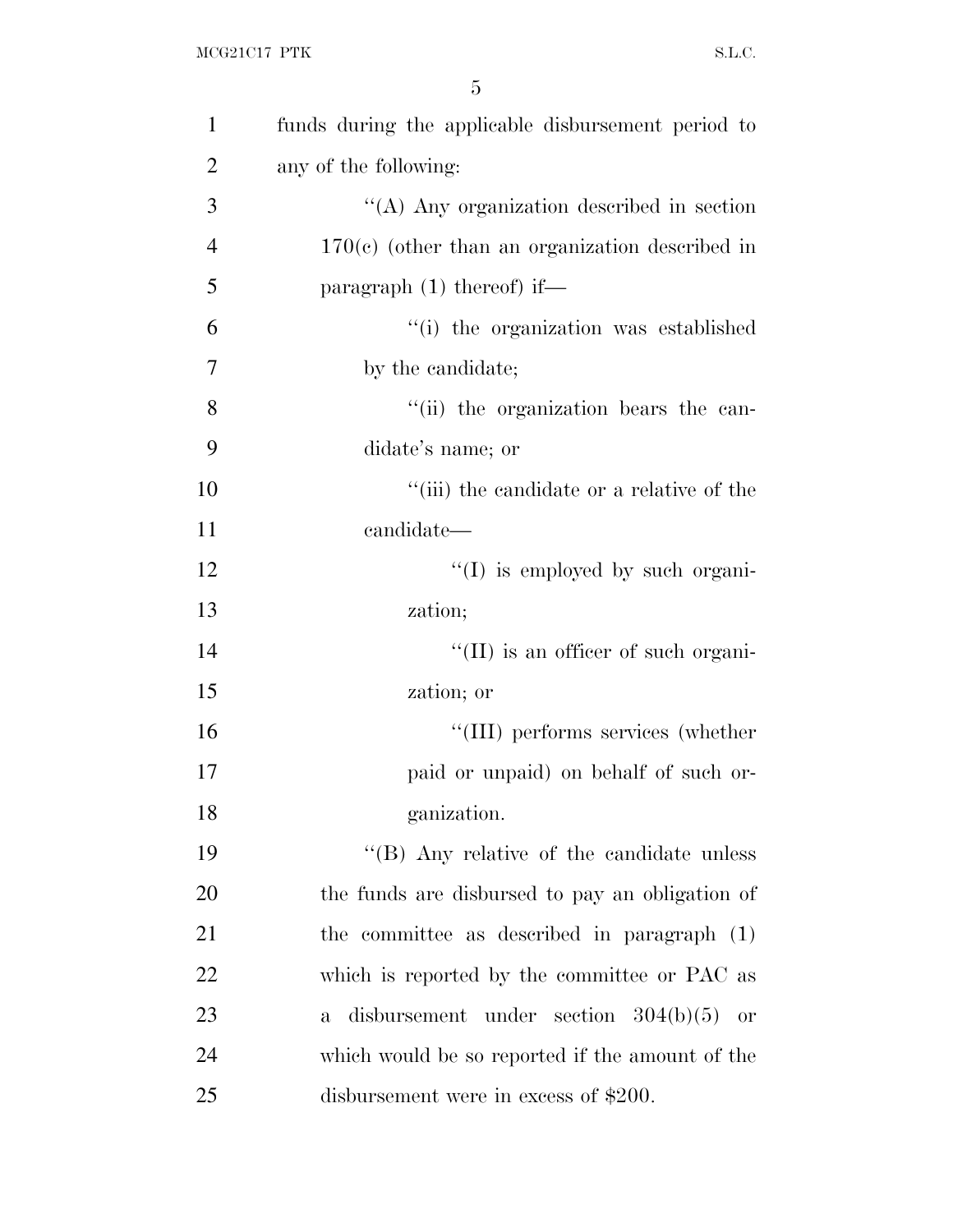funds during the applicable disbursement period to any of the following:

> ''(A) Any organization described in section 170(c) (other than an organization described in paragraph (1) thereof) if—
>
> > ''(i) the organization was established by the candidate;
> >
> > ''(ii) the organization bears the candidate's name; or
> >
> > ''(iii) the candidate or a relative of the candidate—
> >
> > > ''(I) is employed by such organization;
> > >
> > > ''(II) is an officer of such organization; or
> > >
> > > ''(III) performs services (whether paid or unpaid) on behalf of such organization.
>
> ''(B) Any relative of the candidate unless the funds are disbursed to pay an obligation of the committee as described in paragraph (1) which is reported by the committee or PAC as a disbursement under section 304(b)(5) or which would be so reported if the amount of the disbursement were in excess of $200.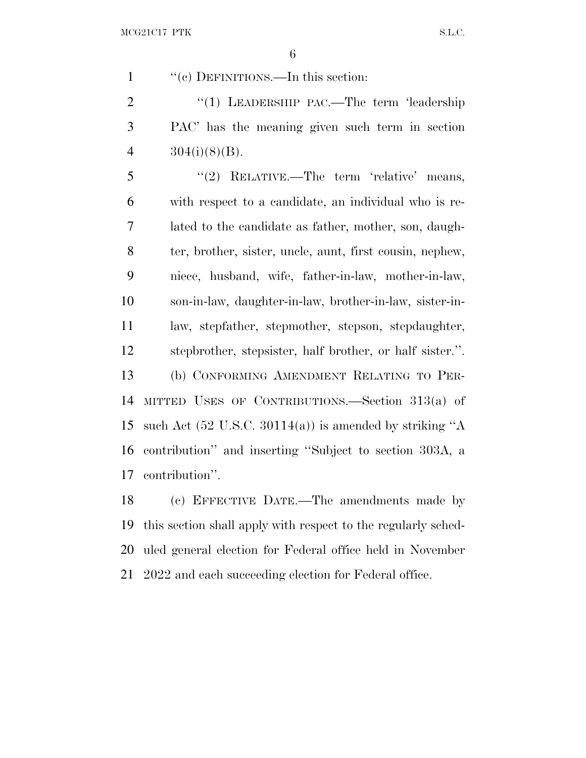''(c) DEFINITIONS.—In this section:

''(1) LEADERSHIP PAC.—The term 'leadership PAC' has the meaning given such term in section 304(i)(8)(B).

''(2) RELATIVE.—The term 'relative' means, with respect to a candidate, an individual who is related to the candidate as father, mother, son, daughter, brother, sister, uncle, aunt, first cousin, nephew, niece, husband, wife, father-in-law, mother-in-law, son-in-law, daughter-in-law, brother-in-law, sister-in-law, stepfather, stepmother, stepson, stepdaughter, stepbrother, stepsister, half brother, or half sister.''.

(b) CONFORMING AMENDMENT RELATING TO PERMITTED USES OF CONTRIBUTIONS.—Section 313(a) of such Act (52 U.S.C. 30114(a)) is amended by striking ''A contribution'' and inserting ''Subject to section 303A, a contribution''.

(c) EFFECTIVE DATE.—The amendments made by this section shall apply with respect to the regularly scheduled general election for Federal office held in November 2022 and each succeeding election for Federal office.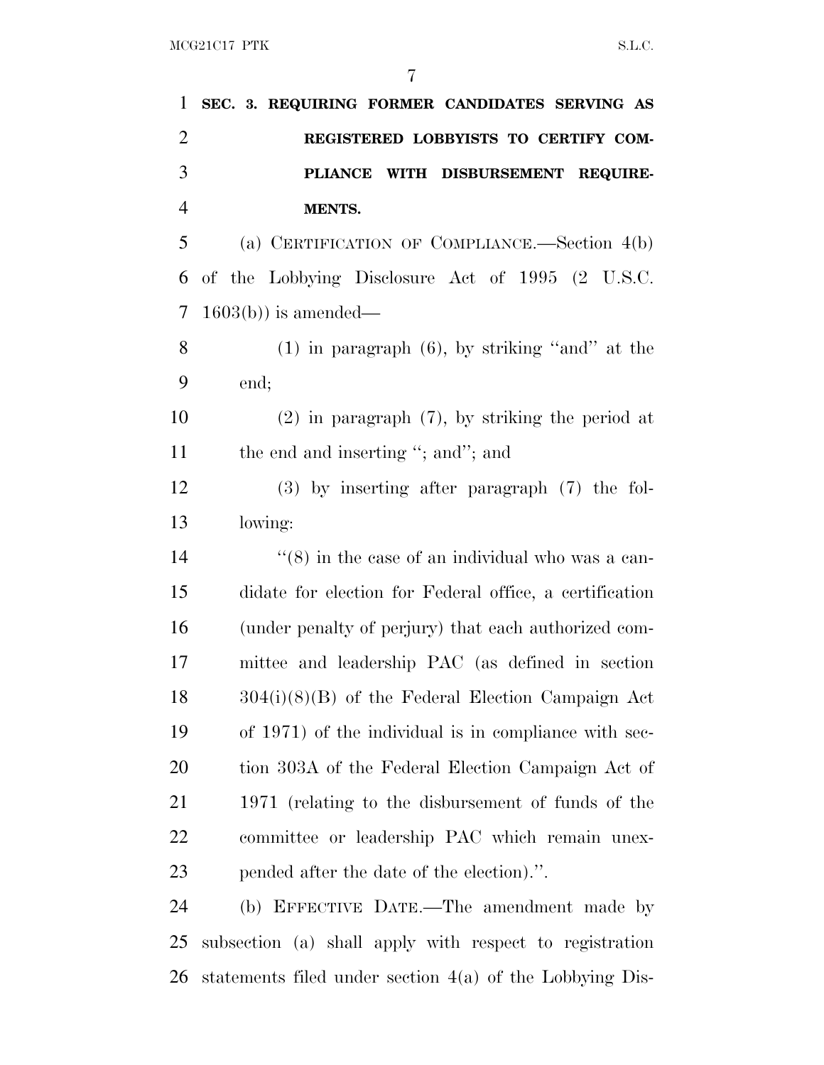**SEC. 3. REQUIRING FORMER CANDIDATES SERVING AS REGISTERED LOBBYISTS TO CERTIFY COMPLIANCE WITH DISBURSEMENT REQUIREMENTS.**

(a) CERTIFICATION OF COMPLIANCE.—Section 4(b) of the Lobbying Disclosure Act of 1995 (2 U.S.C. 1603(b)) is amended—

(1) in paragraph (6), by striking ''and'' at the end;

(2) in paragraph (7), by striking the period at the end and inserting ''; and''; and

(3) by inserting after paragraph (7) the following:

''(8) in the case of an individual who was a candidate for election for Federal office, a certification (under penalty of perjury) that each authorized committee and leadership PAC (as defined in section 304(i)(8)(B) of the Federal Election Campaign Act of 1971) of the individual is in compliance with section 303A of the Federal Election Campaign Act of 1971 (relating to the disbursement of funds of the committee or leadership PAC which remain unexpended after the date of the election).''.

(b) EFFECTIVE DATE.—The amendment made by subsection (a) shall apply with respect to registration statements filed under section 4(a) of the Lobbying Dis-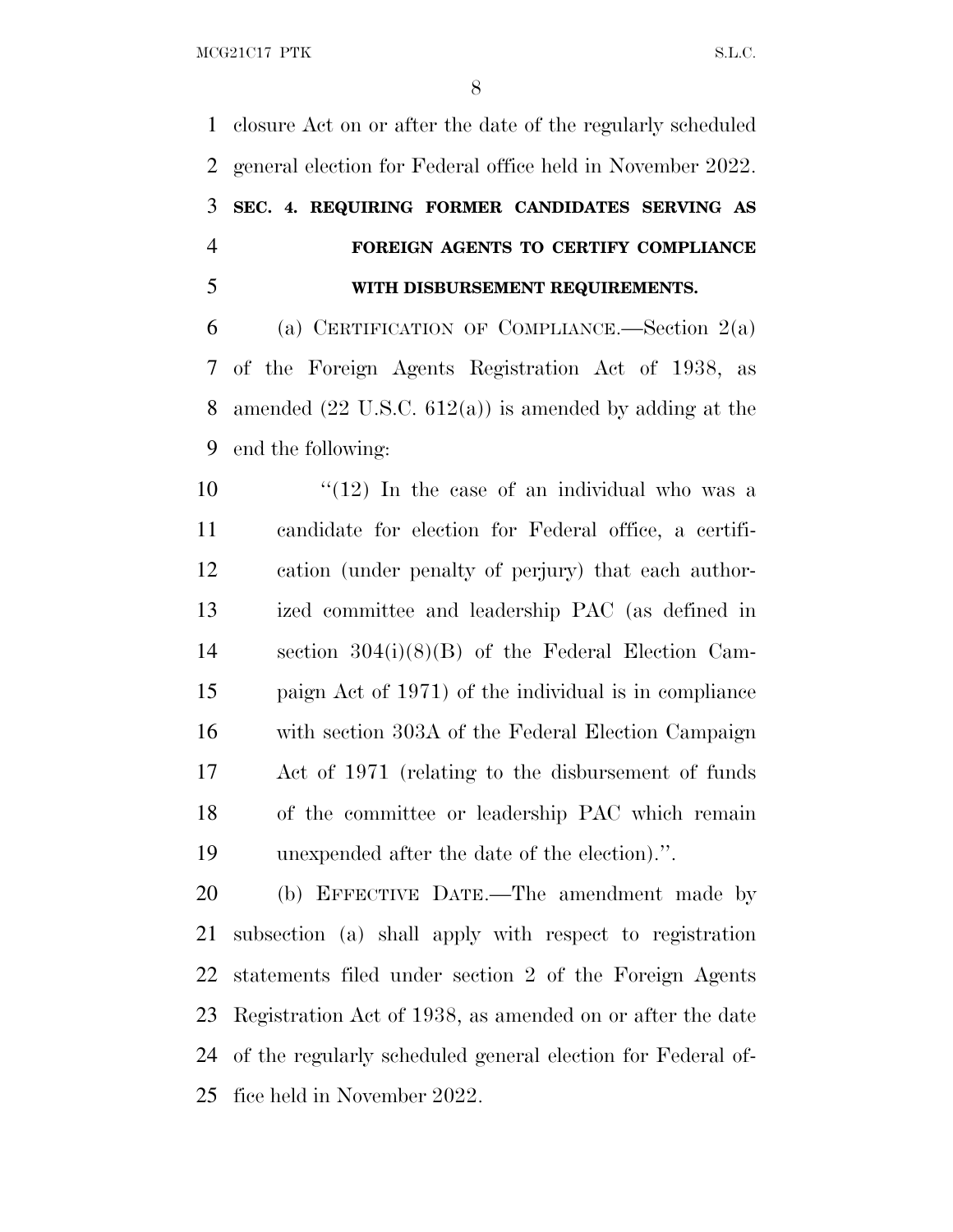closure Act on or after the date of the regularly scheduled general election for Federal office held in November 2022.

**SEC. 4. REQUIRING FORMER CANDIDATES SERVING AS FOREIGN AGENTS TO CERTIFY COMPLIANCE WITH DISBURSEMENT REQUIREMENTS.**

(a) CERTIFICATION OF COMPLIANCE.—Section 2(a) of the Foreign Agents Registration Act of 1938, as amended (22 U.S.C. 612(a)) is amended by adding at the end the following:

"(12) In the case of an individual who was a candidate for election for Federal office, a certification (under penalty of perjury) that each authorized committee and leadership PAC (as defined in section 304(i)(8)(B) of the Federal Election Campaign Act of 1971) of the individual is in compliance with section 303A of the Federal Election Campaign Act of 1971 (relating to the disbursement of funds of the committee or leadership PAC which remain unexpended after the date of the election).".

(b) EFFECTIVE DATE.—The amendment made by subsection (a) shall apply with respect to registration statements filed under section 2 of the Foreign Agents Registration Act of 1938, as amended on or after the date of the regularly scheduled general election for Federal office held in November 2022.